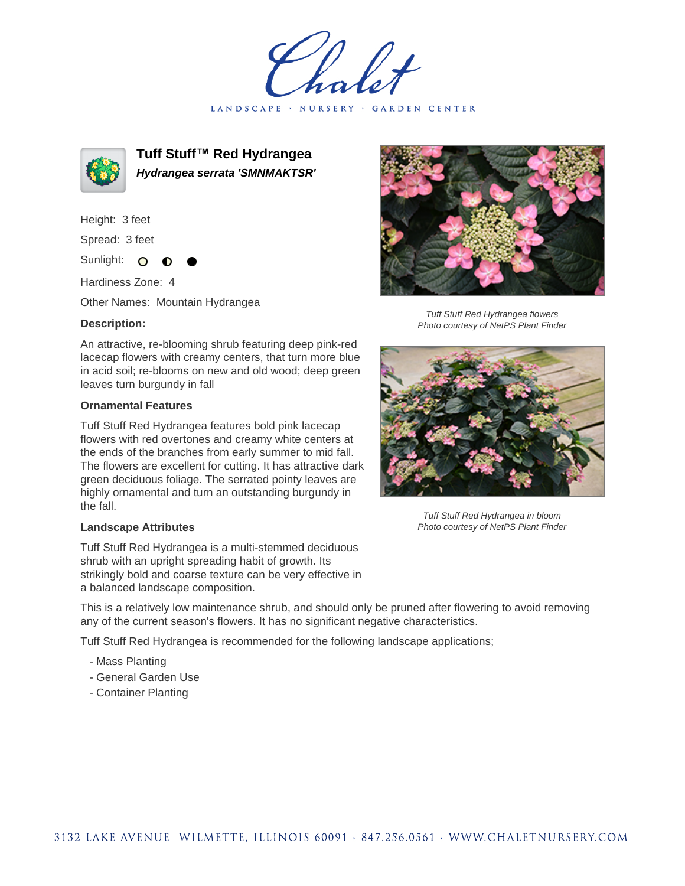# Tuff Stuff™ Red Hydrangea

***Hydrangea serrata 'SMNMAKTSR'***

Height: 3 feet

Spread: 3 feet

Sunlight: ○ ◐ ●

Hardiness Zone: 4

Other Names: Mountain Hydrangea

**Description:**

An attractive, re-blooming shrub featuring deep pink-red lacecap flowers with creamy centers, that turn more blue in acid soil; re-blooms on new and old wood; deep green leaves turn burgundy in fall

*Tuff Stuff Red Hydrangea flowers*
*Photo courtesy of NetPS Plant Finder*

*Tuff Stuff Red Hydrangea in bloom*
*Photo courtesy of NetPS Plant Finder*

**Ornamental Features**

Tuff Stuff Red Hydrangea features bold pink lacecap flowers with red overtones and creamy white centers at the ends of the branches from early summer to mid fall. The flowers are excellent for cutting. It has attractive dark green deciduous foliage. The serrated pointy leaves are highly ornamental and turn an outstanding burgundy in the fall.

**Landscape Attributes**

Tuff Stuff Red Hydrangea is a multi-stemmed deciduous shrub with an upright spreading habit of growth. Its strikingly bold and coarse texture can be very effective in a balanced landscape composition.

This is a relatively low maintenance shrub, and should only be pruned after flowering to avoid removing any of the current season's flowers. It has no significant negative characteristics.

Tuff Stuff Red Hydrangea is recommended for the following landscape applications;

- Mass Planting
- General Garden Use
- Container Planting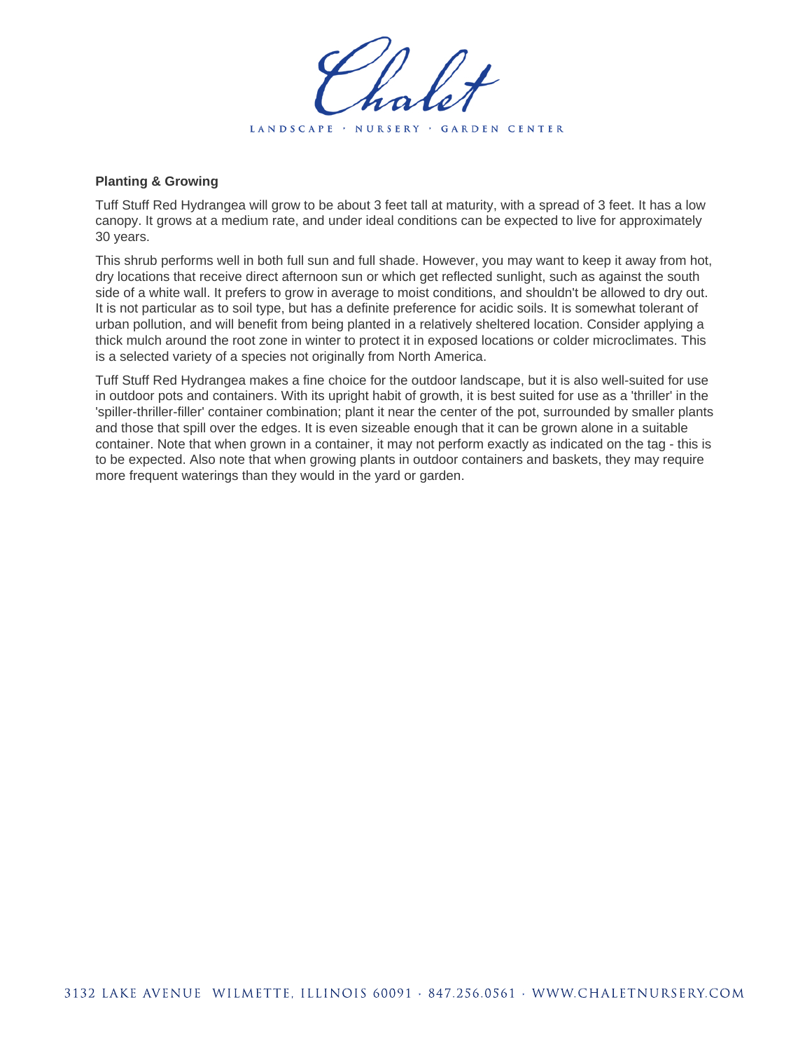### Planting & Growing

Tuff Stuff Red Hydrangea will grow to be about 3 feet tall at maturity, with a spread of 3 feet. It has a low canopy. It grows at a medium rate, and under ideal conditions can be expected to live for approximately 30 years.

This shrub performs well in both full sun and full shade. However, you may want to keep it away from hot, dry locations that receive direct afternoon sun or which get reflected sunlight, such as against the south side of a white wall. It prefers to grow in average to moist conditions, and shouldn't be allowed to dry out. It is not particular as to soil type, but has a definite preference for acidic soils. It is somewhat tolerant of urban pollution, and will benefit from being planted in a relatively sheltered location. Consider applying a thick mulch around the root zone in winter to protect it in exposed locations or colder microclimates. This is a selected variety of a species not originally from North America.

Tuff Stuff Red Hydrangea makes a fine choice for the outdoor landscape, but it is also well-suited for use in outdoor pots and containers. With its upright habit of growth, it is best suited for use as a 'thriller' in the 'spiller-thriller-filler' container combination; plant it near the center of the pot, surrounded by smaller plants and those that spill over the edges. It is even sizeable enough that it can be grown alone in a suitable container. Note that when grown in a container, it may not perform exactly as indicated on the tag - this is to be expected. Also note that when growing plants in outdoor containers and baskets, they may require more frequent waterings than they would in the yard or garden.